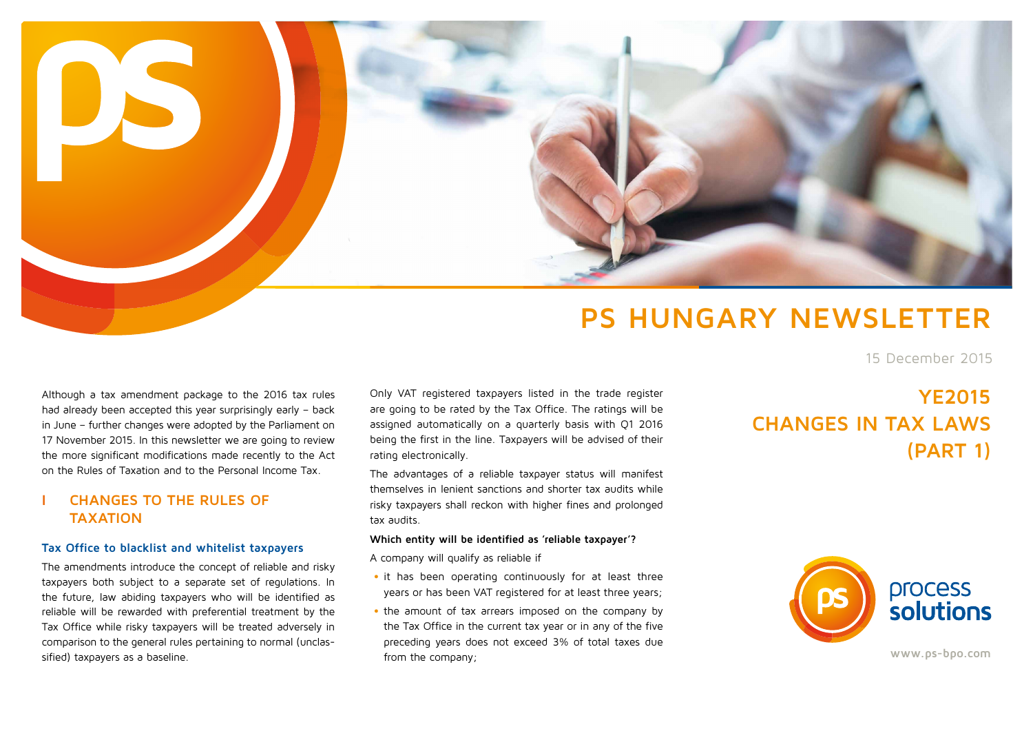# PS HUNGARY NEWSLETTER

15 December 2015

## YE2015 CHANGES IN TAX LAWS (PART 1)

Although a tax amendment package to the 2016 tax rules had already been accepted this year surprisingly early – back in June – further changes were adopted by the Parliament on 17 November 2015. In this newsletter we are going to review the more significant modifications made recently to the Act on the Rules of Taxation and to the Personal Income Tax.

## I CHANGES TO THE RULES OF TAXATION

### Tax Office to blacklist and whitelist taxpayers

The amendments introduce the concept of reliable and risky taxpayers both subject to a separate set of regulations. In the future, law abiding taxpayers who will be identified as reliable will be rewarded with preferential treatment by the Tax Office while risky taxpayers will be treated adversely in comparison to the general rules pertaining to normal (unclassified) taxpayers as a baseline.

Only VAT registered taxpayers listed in the trade register are going to be rated by the Tax Office. The ratings will be assigned automatically on a quarterly basis with Q1 2016 being the first in the line. Taxpayers will be advised of their rating electronically.

The advantages of a reliable taxpayer status will manifest themselves in lenient sanctions and shorter tax audits while risky taxpayers shall reckon with higher fines and prolonged tax audits.

**Which entity will be identified as 'reliable taxpayer'?**

A company will qualify as reliable if

- it has been operating continuously for at least three years or has been VAT registered for at least three years;
- the amount of tax arrears imposed on the company by the Tax Office in the current tax year or in any of the five preceding years does not exceed 3% of total taxes due from the company;

process solutions

www.ps-bpo.com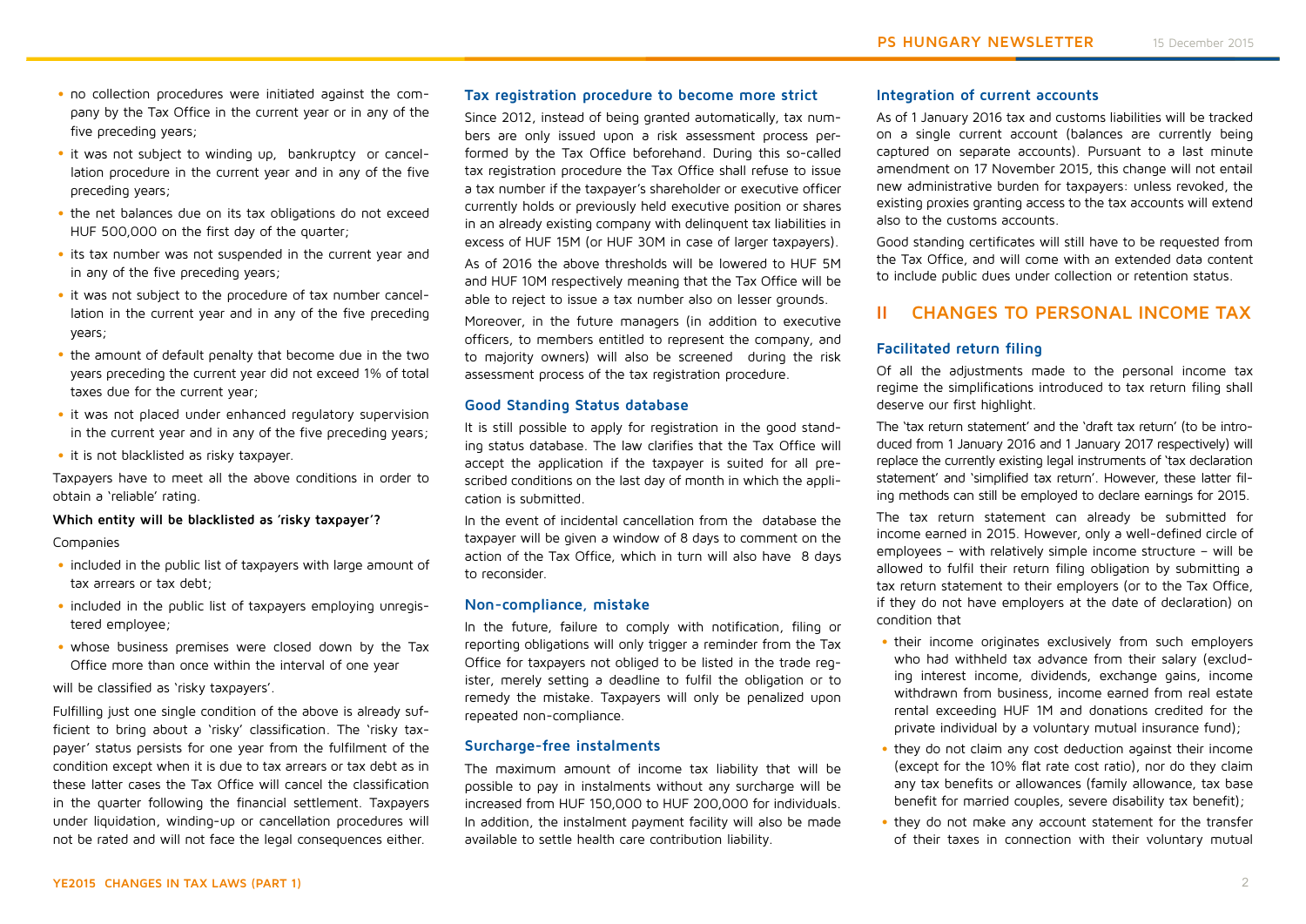- no collection procedures were initiated against the company by the Tax Office in the current year or in any of the five preceding years;
- it was not subject to winding up, bankruptcy or cancellation procedure in the current year and in any of the five preceding years;
- the net balances due on its tax obligations do not exceed HUF 500,000 on the first day of the quarter;
- its tax number was not suspended in the current year and in any of the five preceding years;
- it was not subject to the procedure of tax number cancellation in the current year and in any of the five preceding years;
- the amount of default penalty that become due in the two years preceding the current year did not exceed 1% of total taxes due for the current year;
- it was not placed under enhanced regulatory supervision in the current year and in any of the five preceding years;
- it is not blacklisted as risky taxpayer.

Taxpayers have to meet all the above conditions in order to obtain a 'reliable' rating.

**Which entity will be blacklisted as 'risky taxpayer'?**

Companies

- included in the public list of taxpayers with large amount of tax arrears or tax debt;
- included in the public list of taxpayers employing unregistered employee;
- whose business premises were closed down by the Tax Office more than once within the interval of one year

will be classified as 'risky taxpayers'.

Fulfilling just one single condition of the above is already sufficient to bring about a 'risky' classification. The 'risky taxpayer' status persists for one year from the fulfilment of the condition except when it is due to tax arrears or tax debt as in these latter cases the Tax Office will cancel the classification in the quarter following the financial settlement. Taxpayers under liquidation, winding-up or cancellation procedures will not be rated and will not face the legal consequences either.

### Tax registration procedure to become more strict

Since 2012, instead of being granted automatically, tax numbers are only issued upon a risk assessment process performed by the Tax Office beforehand. During this so-called tax registration procedure the Tax Office shall refuse to issue a tax number if the taxpayer's shareholder or executive officer currently holds or previously held executive position or shares in an already existing company with delinquent tax liabilities in excess of HUF 15M (or HUF 30M in case of larger taxpayers).

As of 2016 the above thresholds will be lowered to HUF 5M and HUF 10M respectively meaning that the Tax Office will be able to reject to issue a tax number also on lesser grounds.

Moreover, in the future managers (in addition to executive officers, to members entitled to represent the company, and to majority owners) will also be screened during the risk assessment process of the tax registration procedure.

### Good Standing Status database

It is still possible to apply for registration in the good standing status database. The law clarifies that the Tax Office will accept the application if the taxpayer is suited for all prescribed conditions on the last day of month in which the application is submitted.

In the event of incidental cancellation from the database the taxpayer will be given a window of 8 days to comment on the action of the Tax Office, which in turn will also have 8 days to reconsider.

### Non-compliance, mistake

In the future, failure to comply with notification, filing or reporting obligations will only trigger a reminder from the Tax Office for taxpayers not obliged to be listed in the trade register, merely setting a deadline to fulfil the obligation or to remedy the mistake. Taxpayers will only be penalized upon repeated non-compliance.

### Surcharge-free instalments

The maximum amount of income tax liability that will be possible to pay in instalments without any surcharge will be increased from HUF 150,000 to HUF 200,000 for individuals. In addition, the instalment payment facility will also be made available to settle health care contribution liability.

### Integration of current accounts

As of 1 January 2016 tax and customs liabilities will be tracked on a single current account (balances are currently being captured on separate accounts). Pursuant to a last minute amendment on 17 November 2015, this change will not entail new administrative burden for taxpayers: unless revoked, the existing proxies granting access to the tax accounts will extend also to the customs accounts.

Good standing certificates will still have to be requested from the Tax Office, and will come with an extended data content to include public dues under collection or retention status.

## II CHANGES TO PERSONAL INCOME TAX

### Facilitated return filing

Of all the adjustments made to the personal income tax regime the simplifications introduced to tax return filing shall deserve our first highlight.

The 'tax return statement' and the 'draft tax return' (to be introduced from 1 January 2016 and 1 January 2017 respectively) will replace the currently existing legal instruments of 'tax declaration statement' and 'simplified tax return'. However, these latter filing methods can still be employed to declare earnings for 2015.

The tax return statement can already be submitted for income earned in 2015. However, only a well-defined circle of employees – with relatively simple income structure – will be allowed to fulfil their return filing obligation by submitting a tax return statement to their employers (or to the Tax Office, if they do not have employers at the date of declaration) on condition that

- their income originates exclusively from such employers who had withheld tax advance from their salary (excluding interest income, dividends, exchange gains, income withdrawn from business, income earned from real estate rental exceeding HUF 1M and donations credited for the private individual by a voluntary mutual insurance fund);
- they do not claim any cost deduction against their income (except for the 10% flat rate cost ratio), nor do they claim any tax benefits or allowances (family allowance, tax base benefit for married couples, severe disability tax benefit);
- they do not make any account statement for the transfer of their taxes in connection with their voluntary mutual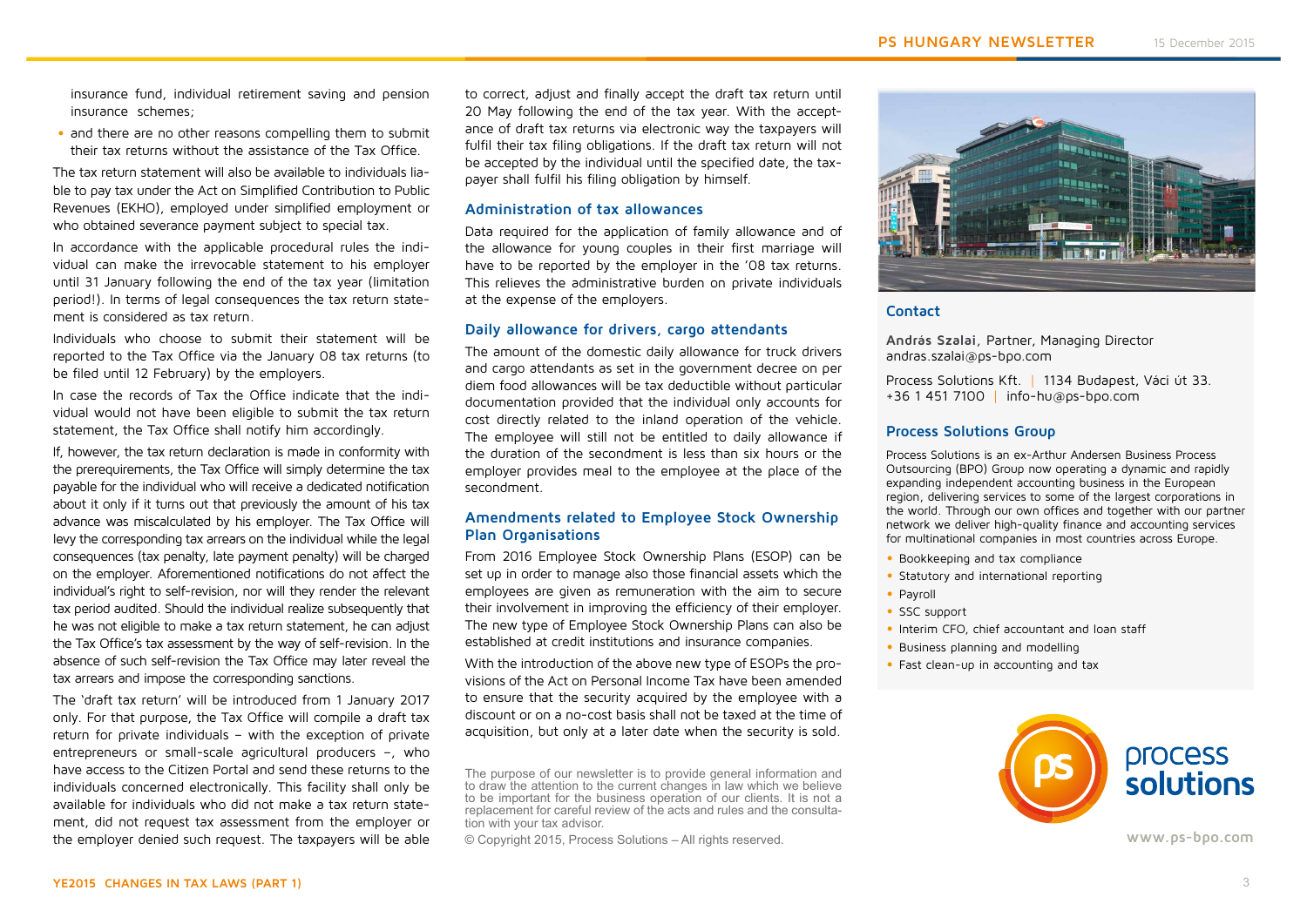insurance fund, individual retirement saving and pension insurance schemes;

- and there are no other reasons compelling them to submit their tax returns without the assistance of the Tax Office.

The tax return statement will also be available to individuals liable to pay tax under the Act on Simplified Contribution to Public Revenues (EKHO), employed under simplified employment or who obtained severance payment subject to special tax.

In accordance with the applicable procedural rules the individual can make the irrevocable statement to his employer until 31 January following the end of the tax year (limitation period!). In terms of legal consequences the tax return statement is considered as tax return.

Individuals who choose to submit their statement will be reported to the Tax Office via the January 08 tax returns (to be filed until 12 February) by the employers.

In case the records of Tax the Office indicate that the individual would not have been eligible to submit the tax return statement, the Tax Office shall notify him accordingly.

If, however, the tax return declaration is made in conformity with the prerequirements, the Tax Office will simply determine the tax payable for the individual who will receive a dedicated notification about it only if it turns out that previously the amount of his tax advance was miscalculated by his employer. The Tax Office will levy the corresponding tax arrears on the individual while the legal consequences (tax penalty, late payment penalty) will be charged on the employer. Aforementioned notifications do not affect the individual's right to self-revision, nor will they render the relevant tax period audited. Should the individual realize subsequently that he was not eligible to make a tax return statement, he can adjust the Tax Office's tax assessment by the way of self-revision. In the absence of such self-revision the Tax Office may later reveal the tax arrears and impose the corresponding sanctions.

The 'draft tax return' will be introduced from 1 January 2017 only. For that purpose, the Tax Office will compile a draft tax return for private individuals – with the exception of private entrepreneurs or small-scale agricultural producers –, who have access to the Citizen Portal and send these returns to the individuals concerned electronically. This facility shall only be available for individuals who did not make a tax return statement, did not request tax assessment from the employer or the employer denied such request. The taxpayers will be able to correct, adjust and finally accept the draft tax return until 20 May following the end of the tax year. With the acceptance of draft tax returns via electronic way the taxpayers will fulfil their tax filing obligations. If the draft tax return will not be accepted by the individual until the specified date, the taxpayer shall fulfil his filing obligation by himself.

## Administration of tax allowances

Data required for the application of family allowance and of the allowance for young couples in their first marriage will have to be reported by the employer in the '08 tax returns. This relieves the administrative burden on private individuals at the expense of the employers.

## Daily allowance for drivers, cargo attendants

The amount of the domestic daily allowance for truck drivers and cargo attendants as set in the government decree on per diem food allowances will be tax deductible without particular documentation provided that the individual only accounts for cost directly related to the inland operation of the vehicle. The employee will still not be entitled to daily allowance if the duration of the secondment is less than six hours or the employer provides meal to the employee at the place of the secondment.

## Amendments related to Employee Stock Ownership Plan Organisations

From 2016 Employee Stock Ownership Plans (ESOP) can be set up in order to manage also those financial assets which the employees are given as remuneration with the aim to secure their involvement in improving the efficiency of their employer. The new type of Employee Stock Ownership Plans can also be established at credit institutions and insurance companies.

With the introduction of the above new type of ESOPs the provisions of the Act on Personal Income Tax have been amended to ensure that the security acquired by the employee with a discount or on a no-cost basis shall not be taxed at the time of acquisition, but only at a later date when the security is sold.

The purpose of our newsletter is to provide general information and to draw the attention to the current changes in law which we believe to be important for the business operation of our clients. It is not a replacement for careful review of the acts and rules and the consultation with your tax advisor.

© Copyright 2015, Process Solutions – All rights reserved.

## Contact

**András Szalai**, Partner, Managing Director
andras.szalai@ps-bpo.com

Process Solutions Kft. | 1134 Budapest, Váci út 33.
+36 1 451 7100 | info-hu@ps-bpo.com

## Process Solutions Group

Process Solutions is an ex-Arthur Andersen Business Process Outsourcing (BPO) Group now operating a dynamic and rapidly expanding independent accounting business in the European region, delivering services to some of the largest corporations in the world. Through our own offices and together with our partner network we deliver high-quality finance and accounting services for multinational companies in most countries across Europe.

- Bookkeeping and tax compliance
- Statutory and international reporting
- Payroll
- SSC support
- Interim CFO, chief accountant and loan staff
- Business planning and modelling
- Fast clean-up in accounting and tax

www.ps-bpo.com